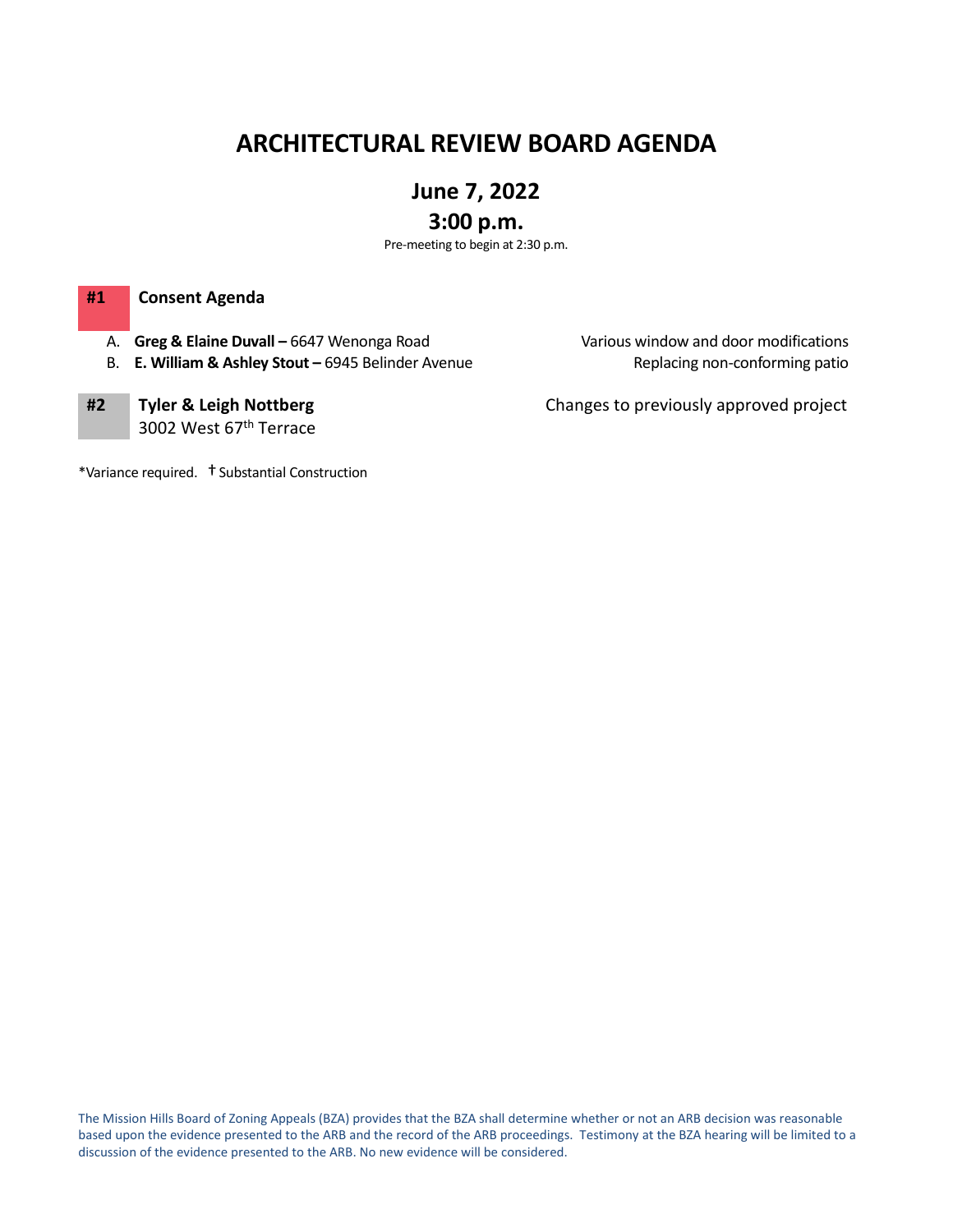# ARCHITECTURAL REVIEW BOARD AGENDA

## June 7, 2022

## 3:00 p.m.

Pre-meeting to begin at 2:30 p.m.

**#1 Consent Agenda**

A. **Greg & Elaine Duvall –** 6647 Wenonga Road — Various window and door modifications

B. **E. William & Ashley Stout –** 6945 Belinder Avenue — Replacing non-conforming patio

**#2 Tyler & Leigh Nottberg** — Changes to previously approved project

3002 West 67th Terrace

*Variance required. † Substantial Construction

The Mission Hills Board of Zoning Appeals (BZA) provides that the BZA shall determine whether or not an ARB decision was reasonable based upon the evidence presented to the ARB and the record of the ARB proceedings. Testimony at the BZA hearing will be limited to a discussion of the evidence presented to the ARB. No new evidence will be considered.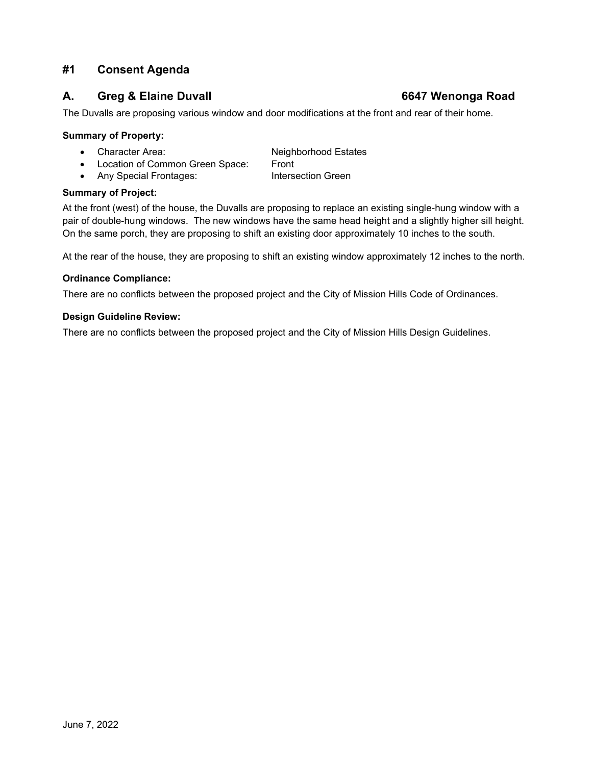## #1 Consent Agenda

### A. Greg & Elaine Duvall 6647 Wenonga Road

The Duvalls are proposing various window and door modifications at the front and rear of their home.

**Summary of Property:**

- Character Area: Neighborhood Estates
- Location of Common Green Space: Front
- Any Special Frontages: Intersection Green

**Summary of Project:**

At the front (west) of the house, the Duvalls are proposing to replace an existing single-hung window with a pair of double-hung windows. The new windows have the same head height and a slightly higher sill height. On the same porch, they are proposing to shift an existing door approximately 10 inches to the south.

At the rear of the house, they are proposing to shift an existing window approximately 12 inches to the north.

**Ordinance Compliance:**

There are no conflicts between the proposed project and the City of Mission Hills Code of Ordinances.

**Design Guideline Review:**

There are no conflicts between the proposed project and the City of Mission Hills Design Guidelines.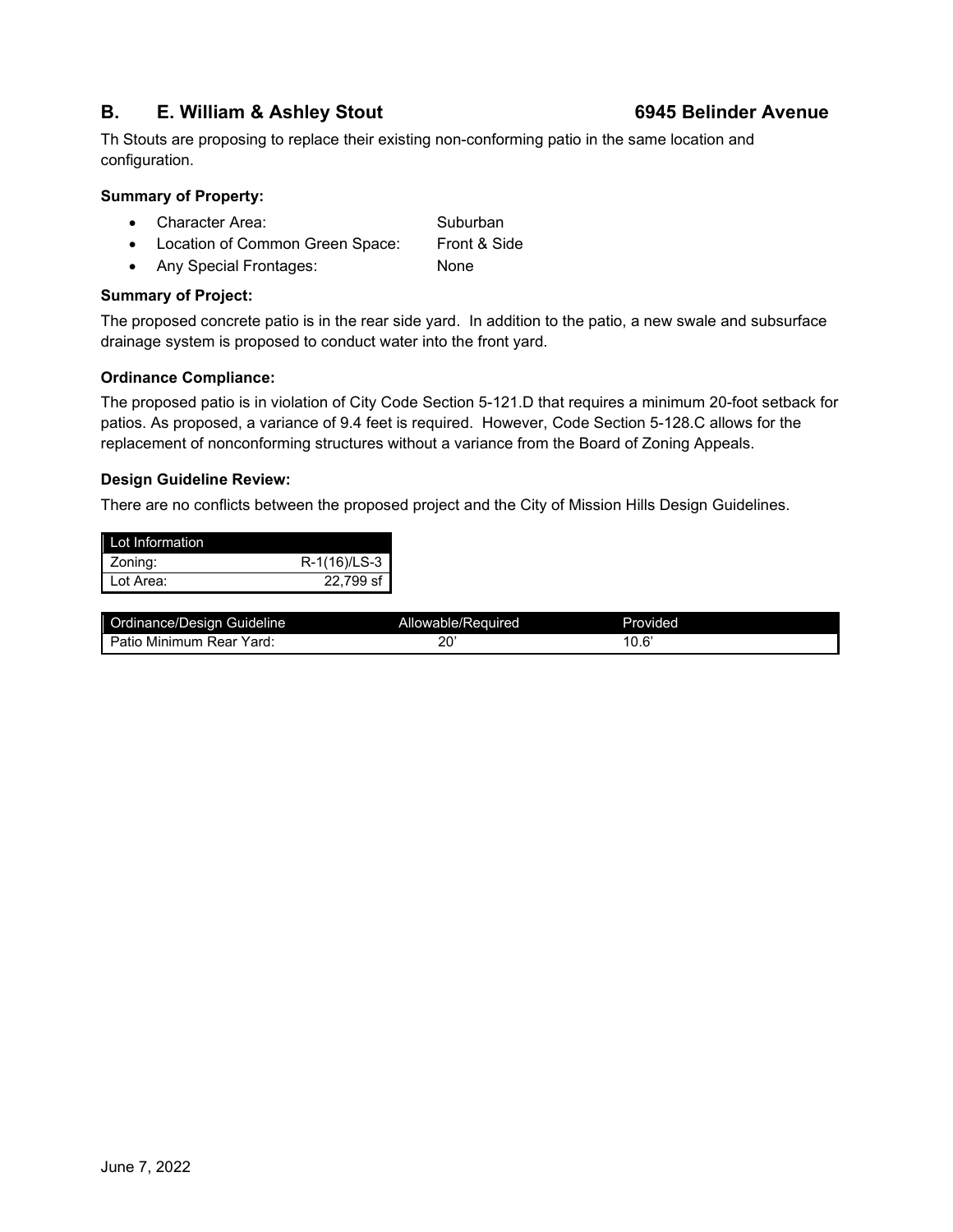## B. E. William & Ashley Stout 6945 Belinder Avenue

Th Stouts are proposing to replace their existing non-conforming patio in the same location and configuration.

**Summary of Property:**

- Character Area: Suburban
- Location of Common Green Space: Front & Side
- Any Special Frontages: None

**Summary of Project:**

The proposed concrete patio is in the rear side yard. In addition to the patio, a new swale and subsurface drainage system is proposed to conduct water into the front yard.

**Ordinance Compliance:**

The proposed patio is in violation of City Code Section 5-121.D that requires a minimum 20-foot setback for patios. As proposed, a variance of 9.4 feet is required. However, Code Section 5-128.C allows for the replacement of nonconforming structures without a variance from the Board of Zoning Appeals.

**Design Guideline Review:**

There are no conflicts between the proposed project and the City of Mission Hills Design Guidelines.

| Lot Information | |
|---|---|
| Zoning: | R-1(16)/LS-3 |
| Lot Area: | 22,799 sf |

| Ordinance/Design Guideline | Allowable/Required | Provided |
|---|---|---|
| Patio Minimum Rear Yard: | 20' | 10.6' |

June 7, 2022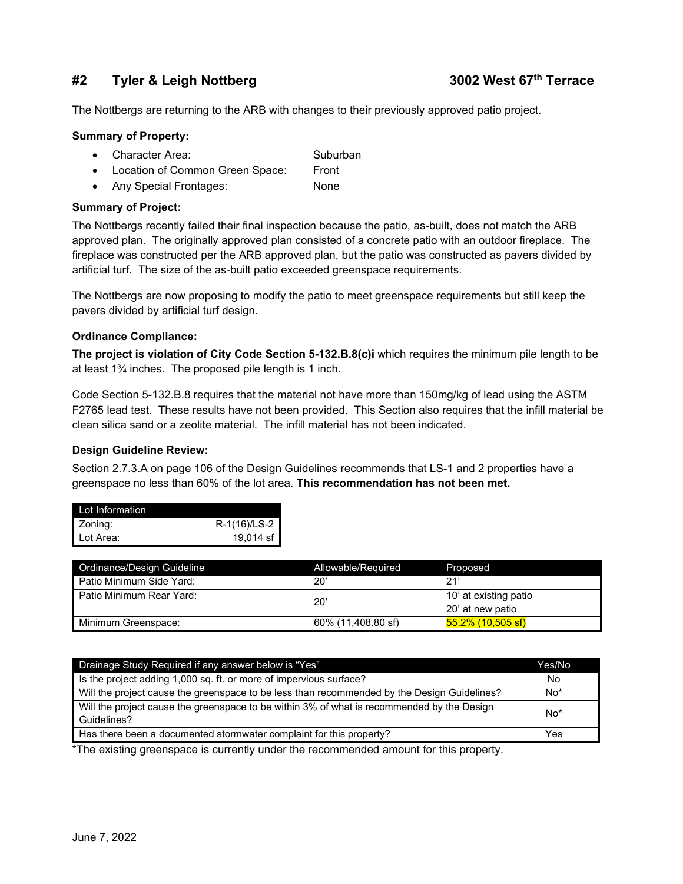## #2 Tyler & Leigh Nottberg — 3002 West 67th Terrace

The Nottbergs are returning to the ARB with changes to their previously approved patio project.

**Summary of Property:**

- Character Area: Suburban
- Location of Common Green Space: Front
- Any Special Frontages: None

**Summary of Project:**

The Nottbergs recently failed their final inspection because the patio, as-built, does not match the ARB approved plan. The originally approved plan consisted of a concrete patio with an outdoor fireplace. The fireplace was constructed per the ARB approved plan, but the patio was constructed as pavers divided by artificial turf. The size of the as-built patio exceeded greenspace requirements.

The Nottbergs are now proposing to modify the patio to meet greenspace requirements but still keep the pavers divided by artificial turf design.

**Ordinance Compliance:**

**The project is violation of City Code Section 5-132.B.8(c)i** which requires the minimum pile length to be at least 1¾ inches. The proposed pile length is 1 inch.

Code Section 5-132.B.8 requires that the material not have more than 150mg/kg of lead using the ASTM F2765 lead test. These results have not been provided. This Section also requires that the infill material be clean silica sand or a zeolite material. The infill material has not been indicated.

**Design Guideline Review:**

Section 2.7.3.A on page 106 of the Design Guidelines recommends that LS-1 and 2 properties have a greenspace no less than 60% of the lot area. **This recommendation has not been met.**

| Lot Information | |
|---|---|
| Zoning: | R-1(16)/LS-2 |
| Lot Area: | 19,014 sf |

| Ordinance/Design Guideline | Allowable/Required | Proposed |
|---|---|---|
| Patio Minimum Side Yard: | 20' | 21' |
| Patio Minimum Rear Yard: | 20' | 10' at existing patio<br>20' at new patio |
| Minimum Greenspace: | 60% (11,408.80 sf) | 55.2% (10,505 sf) |

| Drainage Study Required if any answer below is "Yes" | Yes/No |
|---|---|
| Is the project adding 1,000 sq. ft. or more of impervious surface? | No |
| Will the project cause the greenspace to be less than recommended by the Design Guidelines? | No* |
| Will the project cause the greenspace to be within 3% of what is recommended by the Design Guidelines? | No* |
| Has there been a documented stormwater complaint for this property? | Yes |

*The existing greenspace is currently under the recommended amount for this property.

June 7, 2022